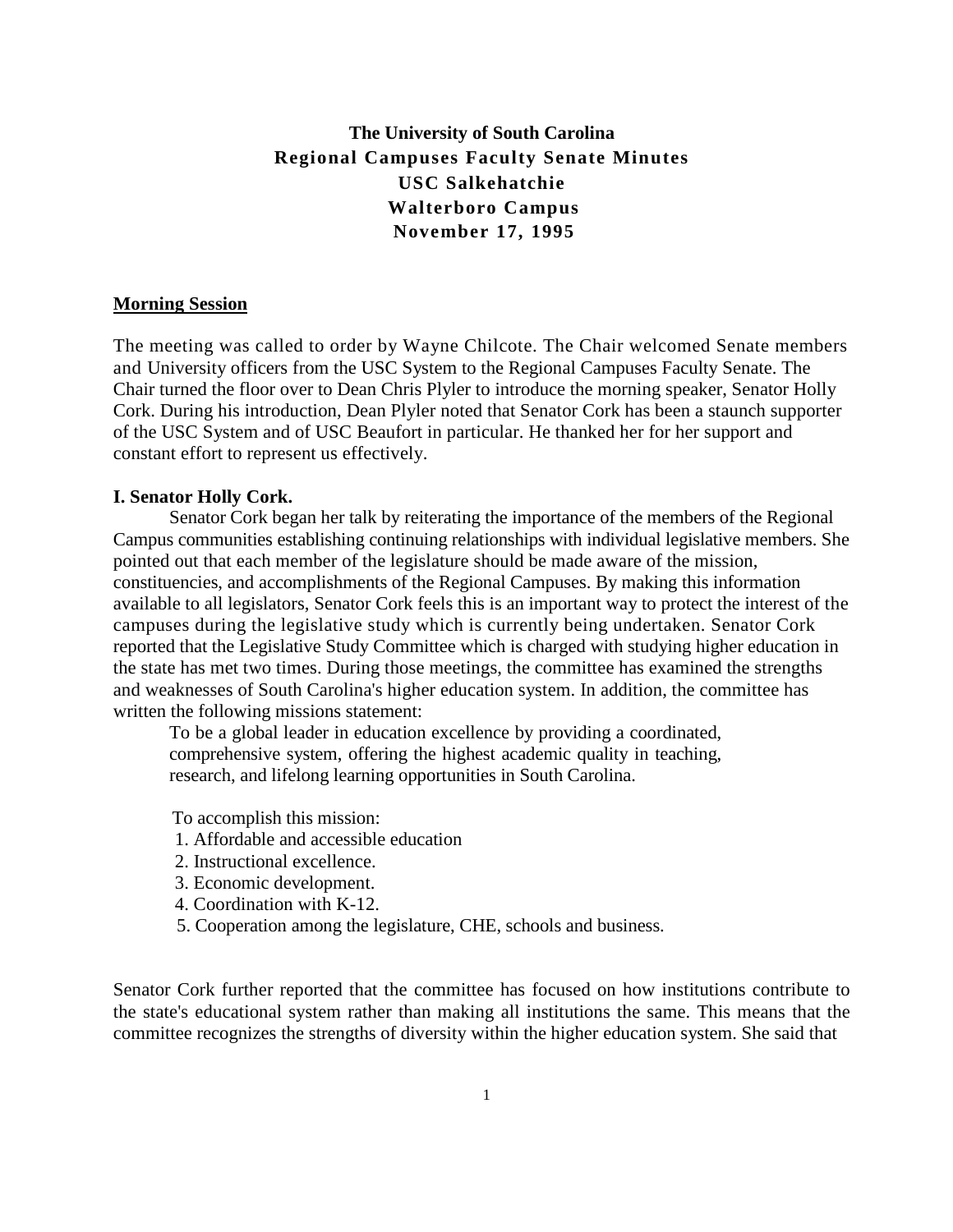# The University of South Carolina
## Regional Campuses Faculty Senate Minutes
### USC Salkehatchie
### Walterboro Campus
### November 17, 1995

**Morning Session**

The meeting was called to order by Wayne Chilcote. The Chair welcomed Senate members and University officers from the USC System to the Regional Campuses Faculty Senate. The Chair turned the floor over to Dean Chris Plyler to introduce the morning speaker, Senator Holly Cork. During his introduction, Dean Plyler noted that Senator Cork has been a staunch supporter of the USC System and of USC Beaufort in particular. He thanked her for her support and constant effort to represent us effectively.

**I. Senator Holly Cork.**

Senator Cork began her talk by reiterating the importance of the members of the Regional Campus communities establishing continuing relationships with individual legislative members. She pointed out that each member of the legislature should be made aware of the mission, constituencies, and accomplishments of the Regional Campuses. By making this information available to all legislators, Senator Cork feels this is an important way to protect the interest of the campuses during the legislative study which is currently being undertaken. Senator Cork reported that the Legislative Study Committee which is charged with studying higher education in the state has met two times. During those meetings, the committee has examined the strengths and weaknesses of South Carolina's higher education system. In addition, the committee has written the following missions statement:

> To be a global leader in education excellence by providing a coordinated, comprehensive system, offering the highest academic quality in teaching, research, and lifelong learning opportunities in South Carolina.
>
> To accomplish this mission:
> 1. Affordable and accessible education
> 2. Instructional excellence.
> 3. Economic development.
> 4. Coordination with K-12.
> 5. Cooperation among the legislature, CHE, schools and business.

Senator Cork further reported that the committee has focused on how institutions contribute to the state's educational system rather than making all institutions the same. This means that the committee recognizes the strengths of diversity within the higher education system. She said that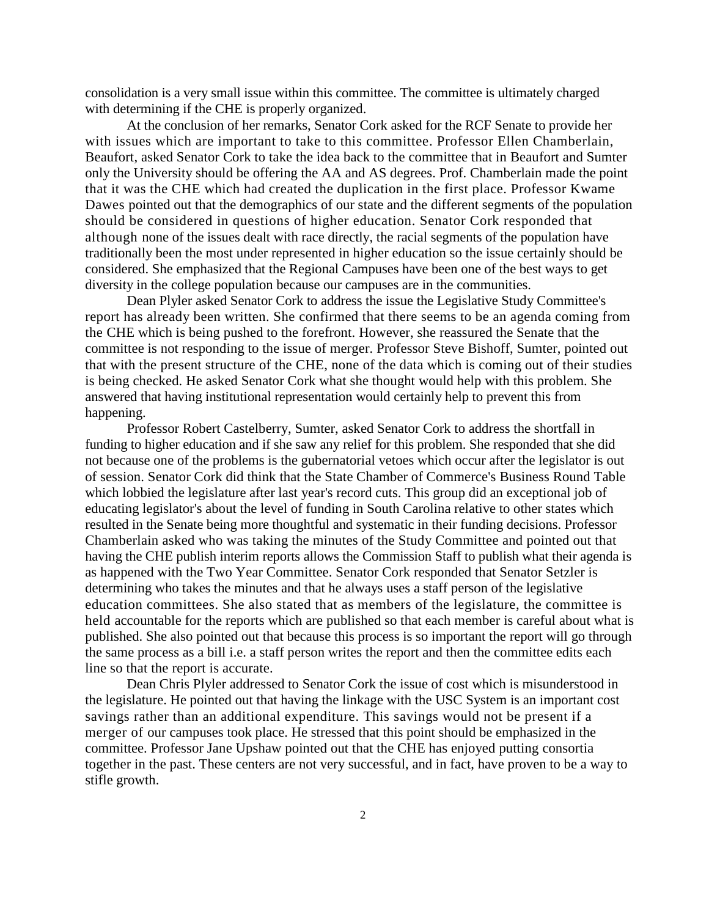consolidation is a very small issue within this committee. The committee is ultimately charged with determining if the CHE is properly organized.

At the conclusion of her remarks, Senator Cork asked for the RCF Senate to provide her with issues which are important to take to this committee. Professor Ellen Chamberlain, Beaufort, asked Senator Cork to take the idea back to the committee that in Beaufort and Sumter only the University should be offering the AA and AS degrees. Prof. Chamberlain made the point that it was the CHE which had created the duplication in the first place. Professor Kwame Dawes pointed out that the demographics of our state and the different segments of the population should be considered in questions of higher education. Senator Cork responded that although none of the issues dealt with race directly, the racial segments of the population have traditionally been the most under represented in higher education so the issue certainly should be considered. She emphasized that the Regional Campuses have been one of the best ways to get diversity in the college population because our campuses are in the communities.

Dean Plyler asked Senator Cork to address the issue the Legislative Study Committee's report has already been written. She confirmed that there seems to be an agenda coming from the CHE which is being pushed to the forefront. However, she reassured the Senate that the committee is not responding to the issue of merger. Professor Steve Bishoff, Sumter, pointed out that with the present structure of the CHE, none of the data which is coming out of their studies is being checked. He asked Senator Cork what she thought would help with this problem. She answered that having institutional representation would certainly help to prevent this from happening.

Professor Robert Castelberry, Sumter, asked Senator Cork to address the shortfall in funding to higher education and if she saw any relief for this problem. She responded that she did not because one of the problems is the gubernatorial vetoes which occur after the legislator is out of session. Senator Cork did think that the State Chamber of Commerce's Business Round Table which lobbied the legislature after last year's record cuts. This group did an exceptional job of educating legislator's about the level of funding in South Carolina relative to other states which resulted in the Senate being more thoughtful and systematic in their funding decisions. Professor Chamberlain asked who was taking the minutes of the Study Committee and pointed out that having the CHE publish interim reports allows the Commission Staff to publish what their agenda is as happened with the Two Year Committee. Senator Cork responded that Senator Setzler is determining who takes the minutes and that he always uses a staff person of the legislative education committees. She also stated that as members of the legislature, the committee is held accountable for the reports which are published so that each member is careful about what is published. She also pointed out that because this process is so important the report will go through the same process as a bill i.e. a staff person writes the report and then the committee edits each line so that the report is accurate.

Dean Chris Plyler addressed to Senator Cork the issue of cost which is misunderstood in the legislature. He pointed out that having the linkage with the USC System is an important cost savings rather than an additional expenditure. This savings would not be present if a merger of our campuses took place. He stressed that this point should be emphasized in the committee. Professor Jane Upshaw pointed out that the CHE has enjoyed putting consortia together in the past. These centers are not very successful, and in fact, have proven to be a way to stifle growth.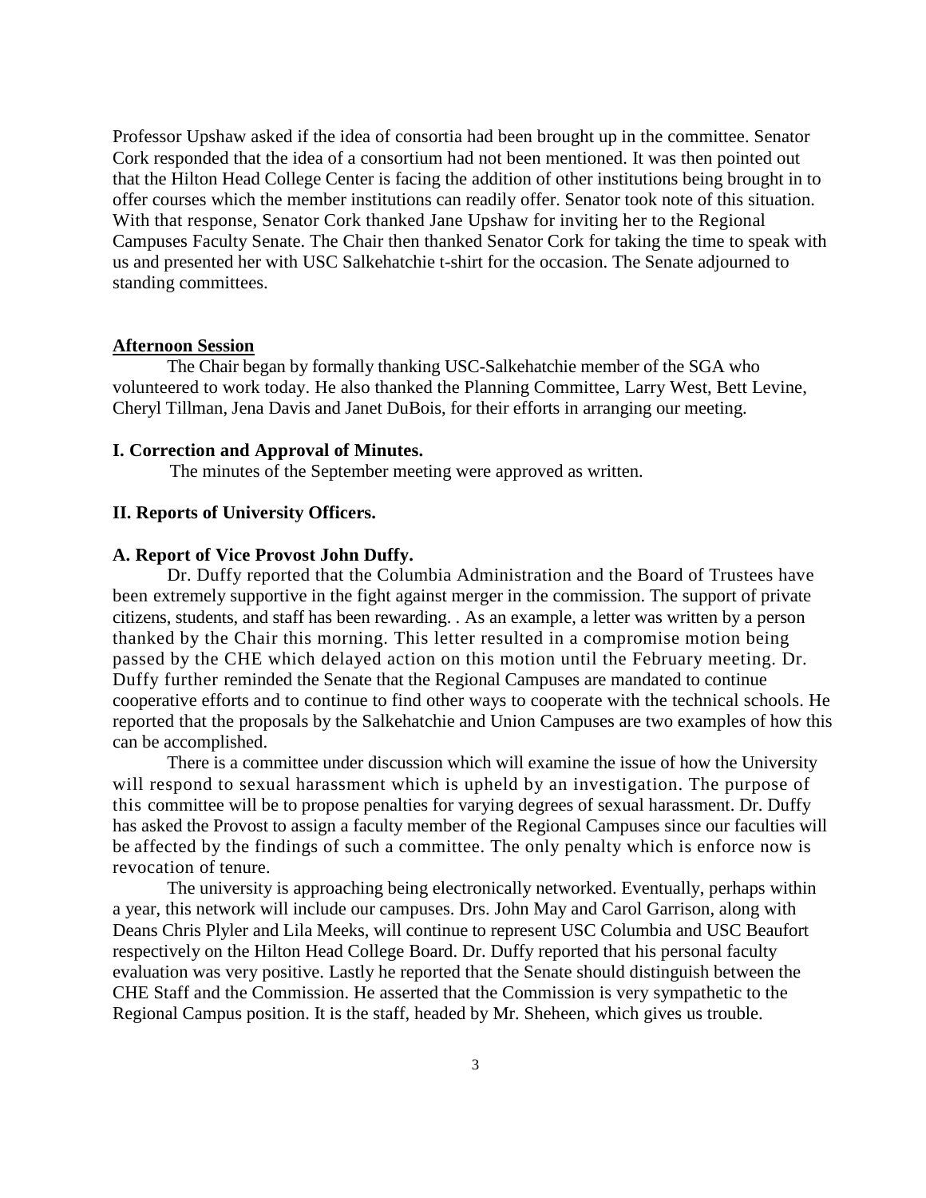Professor Upshaw asked if the idea of consortia had been brought up in the committee. Senator Cork responded that the idea of a consortium had not been mentioned. It was then pointed out that the Hilton Head College Center is facing the addition of other institutions being brought in to offer courses which the member institutions can readily offer. Senator took note of this situation. With that response, Senator Cork thanked Jane Upshaw for inviting her to the Regional Campuses Faculty Senate. The Chair then thanked Senator Cork for taking the time to speak with us and presented her with USC Salkehatchie t-shirt for the occasion. The Senate adjourned to standing committees.

**Afternoon Session**

The Chair began by formally thanking USC-Salkehatchie member of the SGA who volunteered to work today. He also thanked the Planning Committee, Larry West, Bett Levine, Cheryl Tillman, Jena Davis and Janet DuBois, for their efforts in arranging our meeting.

**I. Correction and Approval of Minutes.**

The minutes of the September meeting were approved as written.

**II. Reports of University Officers.**

**A. Report of Vice Provost John Duffy.**

Dr. Duffy reported that the Columbia Administration and the Board of Trustees have been extremely supportive in the fight against merger in the commission. The support of private citizens, students, and staff has been rewarding. . As an example, a letter was written by a person thanked by the Chair this morning. This letter resulted in a compromise motion being passed by the CHE which delayed action on this motion until the February meeting. Dr. Duffy further reminded the Senate that the Regional Campuses are mandated to continue cooperative efforts and to continue to find other ways to cooperate with the technical schools. He reported that the proposals by the Salkehatchie and Union Campuses are two examples of how this can be accomplished.

There is a committee under discussion which will examine the issue of how the University will respond to sexual harassment which is upheld by an investigation. The purpose of this committee will be to propose penalties for varying degrees of sexual harassment. Dr. Duffy has asked the Provost to assign a faculty member of the Regional Campuses since our faculties will be affected by the findings of such a committee. The only penalty which is enforce now is revocation of tenure.

The university is approaching being electronically networked. Eventually, perhaps within a year, this network will include our campuses. Drs. John May and Carol Garrison, along with Deans Chris Plyler and Lila Meeks, will continue to represent USC Columbia and USC Beaufort respectively on the Hilton Head College Board. Dr. Duffy reported that his personal faculty evaluation was very positive. Lastly he reported that the Senate should distinguish between the CHE Staff and the Commission. He asserted that the Commission is very sympathetic to the Regional Campus position. It is the staff, headed by Mr. Sheheen, which gives us trouble.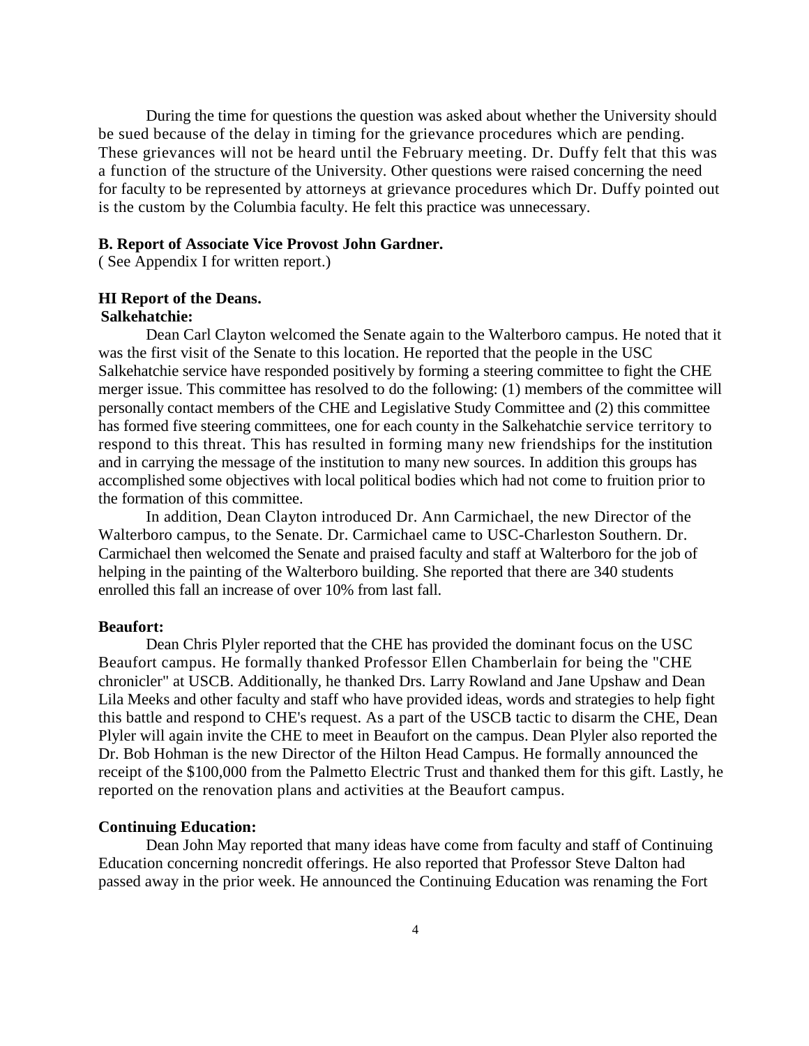During the time for questions the question was asked about whether the University should be sued because of the delay in timing for the grievance procedures which are pending. These grievances will not be heard until the February meeting. Dr. Duffy felt that this was a function of the structure of the University. Other questions were raised concerning the need for faculty to be represented by attorneys at grievance procedures which Dr. Duffy pointed out is the custom by the Columbia faculty. He felt this practice was unnecessary.

**B. Report of Associate Vice Provost John Gardner.**

( See Appendix I for written report.)

**HI Report of the Deans.**

**Salkehatchie:**

Dean Carl Clayton welcomed the Senate again to the Walterboro campus. He noted that it was the first visit of the Senate to this location. He reported that the people in the USC Salkehatchie service have responded positively by forming a steering committee to fight the CHE merger issue. This committee has resolved to do the following: (1) members of the committee will personally contact members of the CHE and Legislative Study Committee and (2) this committee has formed five steering committees, one for each county in the Salkehatchie service territory to respond to this threat. This has resulted in forming many new friendships for the institution and in carrying the message of the institution to many new sources. In addition this groups has accomplished some objectives with local political bodies which had not come to fruition prior to the formation of this committee.

In addition, Dean Clayton introduced Dr. Ann Carmichael, the new Director of the Walterboro campus, to the Senate. Dr. Carmichael came to USC-Charleston Southern. Dr. Carmichael then welcomed the Senate and praised faculty and staff at Walterboro for the job of helping in the painting of the Walterboro building. She reported that there are 340 students enrolled this fall an increase of over 10% from last fall.

**Beaufort:**

Dean Chris Plyler reported that the CHE has provided the dominant focus on the USC Beaufort campus. He formally thanked Professor Ellen Chamberlain for being the "CHE chronicler" at USCB. Additionally, he thanked Drs. Larry Rowland and Jane Upshaw and Dean Lila Meeks and other faculty and staff who have provided ideas, words and strategies to help fight this battle and respond to CHE's request. As a part of the USCB tactic to disarm the CHE, Dean Plyler will again invite the CHE to meet in Beaufort on the campus. Dean Plyler also reported the Dr. Bob Hohman is the new Director of the Hilton Head Campus. He formally announced the receipt of the $100,000 from the Palmetto Electric Trust and thanked them for this gift. Lastly, he reported on the renovation plans and activities at the Beaufort campus.

**Continuing Education:**

Dean John May reported that many ideas have come from faculty and staff of Continuing Education concerning noncredit offerings. He also reported that Professor Steve Dalton had passed away in the prior week. He announced the Continuing Education was renaming the Fort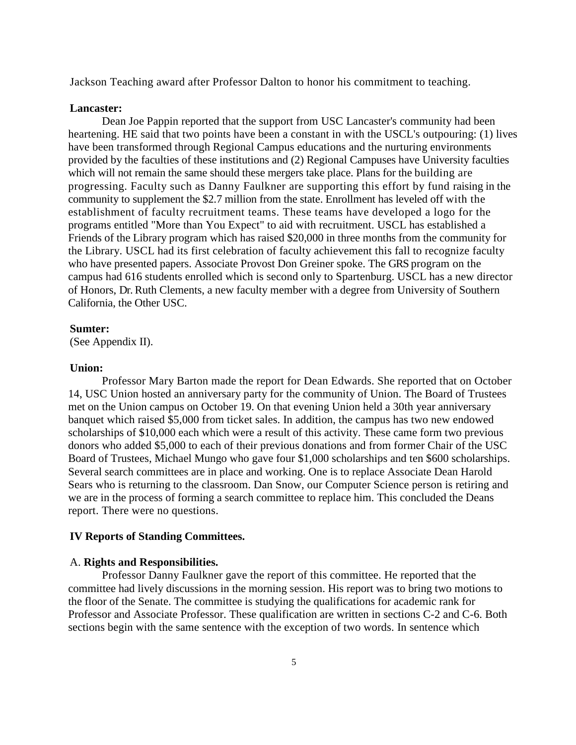Jackson Teaching award after Professor Dalton to honor his commitment to teaching.

**Lancaster:**

Dean Joe Pappin reported that the support from USC Lancaster's community had been heartening. HE said that two points have been a constant in with the USCL's outpouring: (1) lives have been transformed through Regional Campus educations and the nurturing environments provided by the faculties of these institutions and (2) Regional Campuses have University faculties which will not remain the same should these mergers take place. Plans for the building are progressing. Faculty such as Danny Faulkner are supporting this effort by fund raising in the community to supplement the $2.7 million from the state. Enrollment has leveled off with the establishment of faculty recruitment teams. These teams have developed a logo for the programs entitled "More than You Expect" to aid with recruitment. USCL has established a Friends of the Library program which has raised $20,000 in three months from the community for the Library. USCL had its first celebration of faculty achievement this fall to recognize faculty who have presented papers. Associate Provost Don Greiner spoke. The GRS program on the campus had 616 students enrolled which is second only to Spartenburg. USCL has a new director of Honors, Dr. Ruth Clements, a new faculty member with a degree from University of Southern California, the Other USC.

**Sumter:**

(See Appendix II).

**Union:**

Professor Mary Barton made the report for Dean Edwards. She reported that on October 14, USC Union hosted an anniversary party for the community of Union. The Board of Trustees met on the Union campus on October 19. On that evening Union held a 30th year anniversary banquet which raised $5,000 from ticket sales. In addition, the campus has two new endowed scholarships of $10,000 each which were a result of this activity. These came form two previous donors who added $5,000 to each of their previous donations and from former Chair of the USC Board of Trustees, Michael Mungo who gave four $1,000 scholarships and ten $600 scholarships. Several search committees are in place and working. One is to replace Associate Dean Harold Sears who is returning to the classroom. Dan Snow, our Computer Science person is retiring and we are in the process of forming a search committee to replace him. This concluded the Deans report. There were no questions.

**IV Reports of Standing Committees.**

A. **Rights and Responsibilities.**

Professor Danny Faulkner gave the report of this committee. He reported that the committee had lively discussions in the morning session. His report was to bring two motions to the floor of the Senate. The committee is studying the qualifications for academic rank for Professor and Associate Professor. These qualification are written in sections C-2 and C-6. Both sections begin with the same sentence with the exception of two words. In sentence which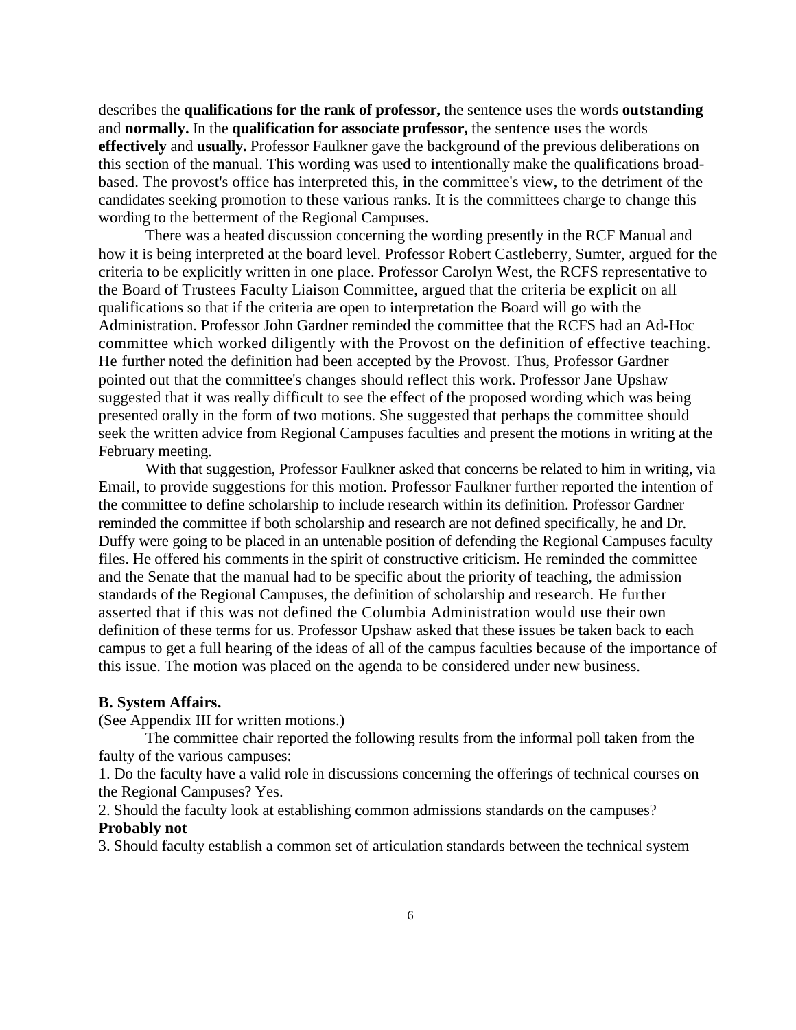describes the **qualifications for the rank of professor,** the sentence uses the words **outstanding** and **normally.** In the **qualification for associate professor,** the sentence uses the words **effectively** and **usually.** Professor Faulkner gave the background of the previous deliberations on this section of the manual. This wording was used to intentionally make the qualifications broad-based. The provost's office has interpreted this, in the committee's view, to the detriment of the candidates seeking promotion to these various ranks. It is the committees charge to change this wording to the betterment of the Regional Campuses.

There was a heated discussion concerning the wording presently in the RCF Manual and how it is being interpreted at the board level. Professor Robert Castleberry, Sumter, argued for the criteria to be explicitly written in one place. Professor Carolyn West, the RCFS representative to the Board of Trustees Faculty Liaison Committee, argued that the criteria be explicit on all qualifications so that if the criteria are open to interpretation the Board will go with the Administration. Professor John Gardner reminded the committee that the RCFS had an Ad-Hoc committee which worked diligently with the Provost on the definition of effective teaching. He further noted the definition had been accepted by the Provost. Thus, Professor Gardner pointed out that the committee's changes should reflect this work. Professor Jane Upshaw suggested that it was really difficult to see the effect of the proposed wording which was being presented orally in the form of two motions. She suggested that perhaps the committee should seek the written advice from Regional Campuses faculties and present the motions in writing at the February meeting.

With that suggestion, Professor Faulkner asked that concerns be related to him in writing, via Email, to provide suggestions for this motion. Professor Faulkner further reported the intention of the committee to define scholarship to include research within its definition. Professor Gardner reminded the committee if both scholarship and research are not defined specifically, he and Dr. Duffy were going to be placed in an untenable position of defending the Regional Campuses faculty files. He offered his comments in the spirit of constructive criticism. He reminded the committee and the Senate that the manual had to be specific about the priority of teaching, the admission standards of the Regional Campuses, the definition of scholarship and research. He further asserted that if this was not defined the Columbia Administration would use their own definition of these terms for us. Professor Upshaw asked that these issues be taken back to each campus to get a full hearing of the ideas of all of the campus faculties because of the importance of this issue. The motion was placed on the agenda to be considered under new business.

**B. System Affairs.**

(See Appendix III for written motions.)

The committee chair reported the following results from the informal poll taken from the faulty of the various campuses:

1. Do the faculty have a valid role in discussions concerning the offerings of technical courses on the Regional Campuses? Yes.

2. Should the faculty look at establishing common admissions standards on the campuses? **Probably not**

3. Should faculty establish a common set of articulation standards between the technical system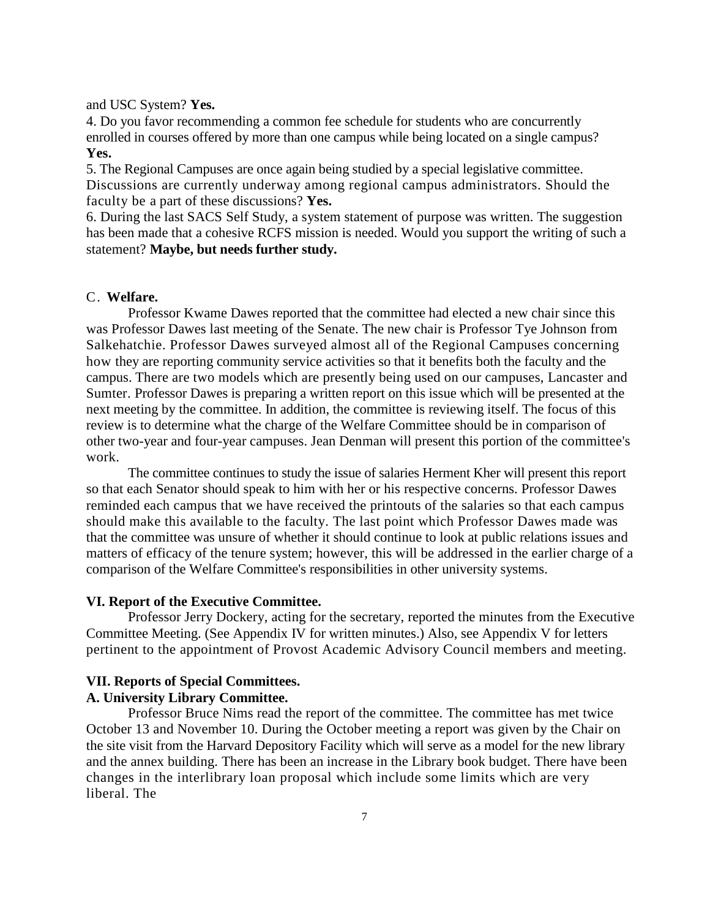and USC System? **Yes.**

4. Do you favor recommending a common fee schedule for students who are concurrently enrolled in courses offered by more than one campus while being located on a single campus? **Yes.**

5. The Regional Campuses are once again being studied by a special legislative committee. Discussions are currently underway among regional campus administrators. Should the faculty be a part of these discussions? **Yes.**

6. During the last SACS Self Study, a system statement of purpose was written. The suggestion has been made that a cohesive RCFS mission is needed. Would you support the writing of such a statement? **Maybe, but needs further study.**

C. **Welfare.**

Professor Kwame Dawes reported that the committee had elected a new chair since this was Professor Dawes last meeting of the Senate. The new chair is Professor Tye Johnson from Salkehatchie. Professor Dawes surveyed almost all of the Regional Campuses concerning how they are reporting community service activities so that it benefits both the faculty and the campus. There are two models which are presently being used on our campuses, Lancaster and Sumter. Professor Dawes is preparing a written report on this issue which will be presented at the next meeting by the committee. In addition, the committee is reviewing itself. The focus of this review is to determine what the charge of the Welfare Committee should be in comparison of other two-year and four-year campuses. Jean Denman will present this portion of the committee's work.

The committee continues to study the issue of salaries Herment Kher will present this report so that each Senator should speak to him with her or his respective concerns. Professor Dawes reminded each campus that we have received the printouts of the salaries so that each campus should make this available to the faculty. The last point which Professor Dawes made was that the committee was unsure of whether it should continue to look at public relations issues and matters of efficacy of the tenure system; however, this will be addressed in the earlier charge of a comparison of the Welfare Committee's responsibilities in other university systems.

## VI. Report of the Executive Committee.

Professor Jerry Dockery, acting for the secretary, reported the minutes from the Executive Committee Meeting. (See Appendix IV for written minutes.) Also, see Appendix V for letters pertinent to the appointment of Provost Academic Advisory Council members and meeting.

## VII. Reports of Special Committees.

### A. University Library Committee.

Professor Bruce Nims read the report of the committee. The committee has met twice October 13 and November 10. During the October meeting a report was given by the Chair on the site visit from the Harvard Depository Facility which will serve as a model for the new library and the annex building. There has been an increase in the Library book budget. There have been changes in the interlibrary loan proposal which include some limits which are very liberal. The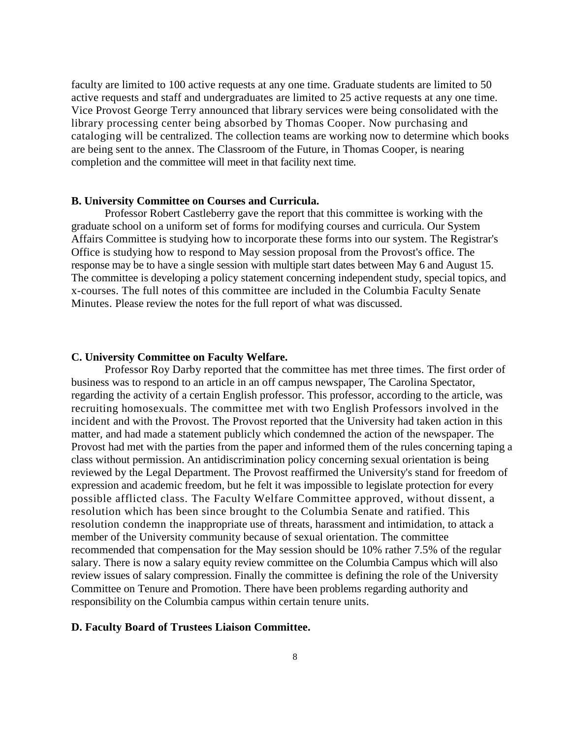faculty are limited to 100 active requests at any one time. Graduate students are limited to 50 active requests and staff and undergraduates are limited to 25 active requests at any one time. Vice Provost George Terry announced that library services were being consolidated with the library processing center being absorbed by Thomas Cooper. Now purchasing and cataloging will be centralized. The collection teams are working now to determine which books are being sent to the annex. The Classroom of the Future, in Thomas Cooper, is nearing completion and the committee will meet in that facility next time.

**B. University Committee on Courses and Curricula.**

Professor Robert Castleberry gave the report that this committee is working with the graduate school on a uniform set of forms for modifying courses and curricula. Our System Affairs Committee is studying how to incorporate these forms into our system. The Registrar's Office is studying how to respond to May session proposal from the Provost's office. The response may be to have a single session with multiple start dates between May 6 and August 15. The committee is developing a policy statement concerning independent study, special topics, and x-courses. The full notes of this committee are included in the Columbia Faculty Senate Minutes. Please review the notes for the full report of what was discussed.

**C. University Committee on Faculty Welfare.**

Professor Roy Darby reported that the committee has met three times. The first order of business was to respond to an article in an off campus newspaper, The Carolina Spectator, regarding the activity of a certain English professor. This professor, according to the article, was recruiting homosexuals. The committee met with two English Professors involved in the incident and with the Provost. The Provost reported that the University had taken action in this matter, and had made a statement publicly which condemned the action of the newspaper. The Provost had met with the parties from the paper and informed them of the rules concerning taping a class without permission. An antidiscrimination policy concerning sexual orientation is being reviewed by the Legal Department. The Provost reaffirmed the University's stand for freedom of expression and academic freedom, but he felt it was impossible to legislate protection for every possible afflicted class. The Faculty Welfare Committee approved, without dissent, a resolution which has been since brought to the Columbia Senate and ratified. This resolution condemn the inappropriate use of threats, harassment and intimidation, to attack a member of the University community because of sexual orientation. The committee recommended that compensation for the May session should be 10% rather 7.5% of the regular salary. There is now a salary equity review committee on the Columbia Campus which will also review issues of salary compression. Finally the committee is defining the role of the University Committee on Tenure and Promotion. There have been problems regarding authority and responsibility on the Columbia campus within certain tenure units.

**D. Faculty Board of Trustees Liaison Committee.**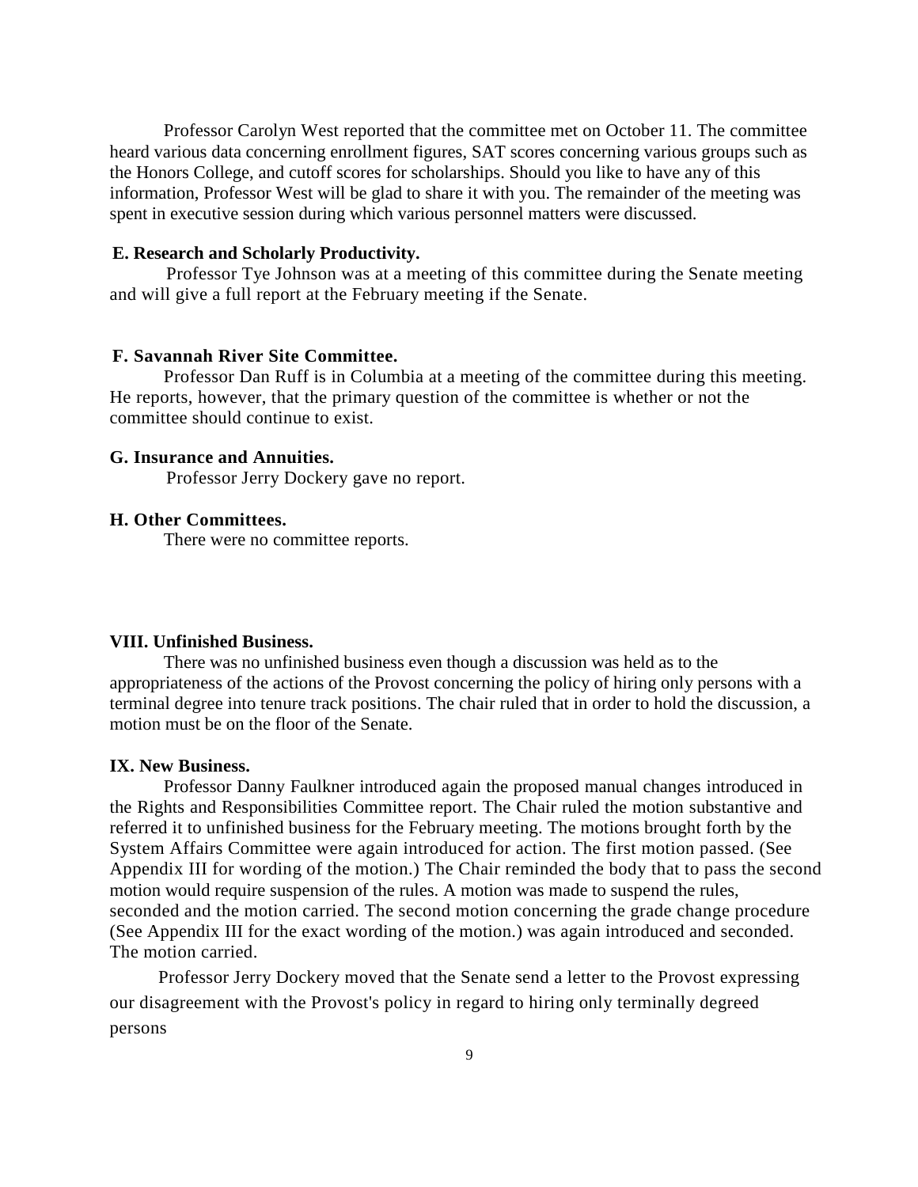Professor Carolyn West reported that the committee met on October 11. The committee heard various data concerning enrollment figures, SAT scores concerning various groups such as the Honors College, and cutoff scores for scholarships. Should you like to have any of this information, Professor West will be glad to share it with you. The remainder of the meeting was spent in executive session during which various personnel matters were discussed.

**E. Research and Scholarly Productivity.**

Professor Tye Johnson was at a meeting of this committee during the Senate meeting and will give a full report at the February meeting if the Senate.

**F. Savannah River Site Committee.**

Professor Dan Ruff is in Columbia at a meeting of the committee during this meeting. He reports, however, that the primary question of the committee is whether or not the committee should continue to exist.

**G. Insurance and Annuities.**

Professor Jerry Dockery gave no report.

**H. Other Committees.**

There were no committee reports.

**VIII. Unfinished Business.**

There was no unfinished business even though a discussion was held as to the appropriateness of the actions of the Provost concerning the policy of hiring only persons with a terminal degree into tenure track positions. The chair ruled that in order to hold the discussion, a motion must be on the floor of the Senate.

**IX. New Business.**

Professor Danny Faulkner introduced again the proposed manual changes introduced in the Rights and Responsibilities Committee report. The Chair ruled the motion substantive and referred it to unfinished business for the February meeting. The motions brought forth by the System Affairs Committee were again introduced for action. The first motion passed. (See Appendix III for wording of the motion.) The Chair reminded the body that to pass the second motion would require suspension of the rules. A motion was made to suspend the rules, seconded and the motion carried. The second motion concerning the grade change procedure (See Appendix III for the exact wording of the motion.) was again introduced and seconded. The motion carried.

Professor Jerry Dockery moved that the Senate send a letter to the Provost expressing our disagreement with the Provost's policy in regard to hiring only terminally degreed persons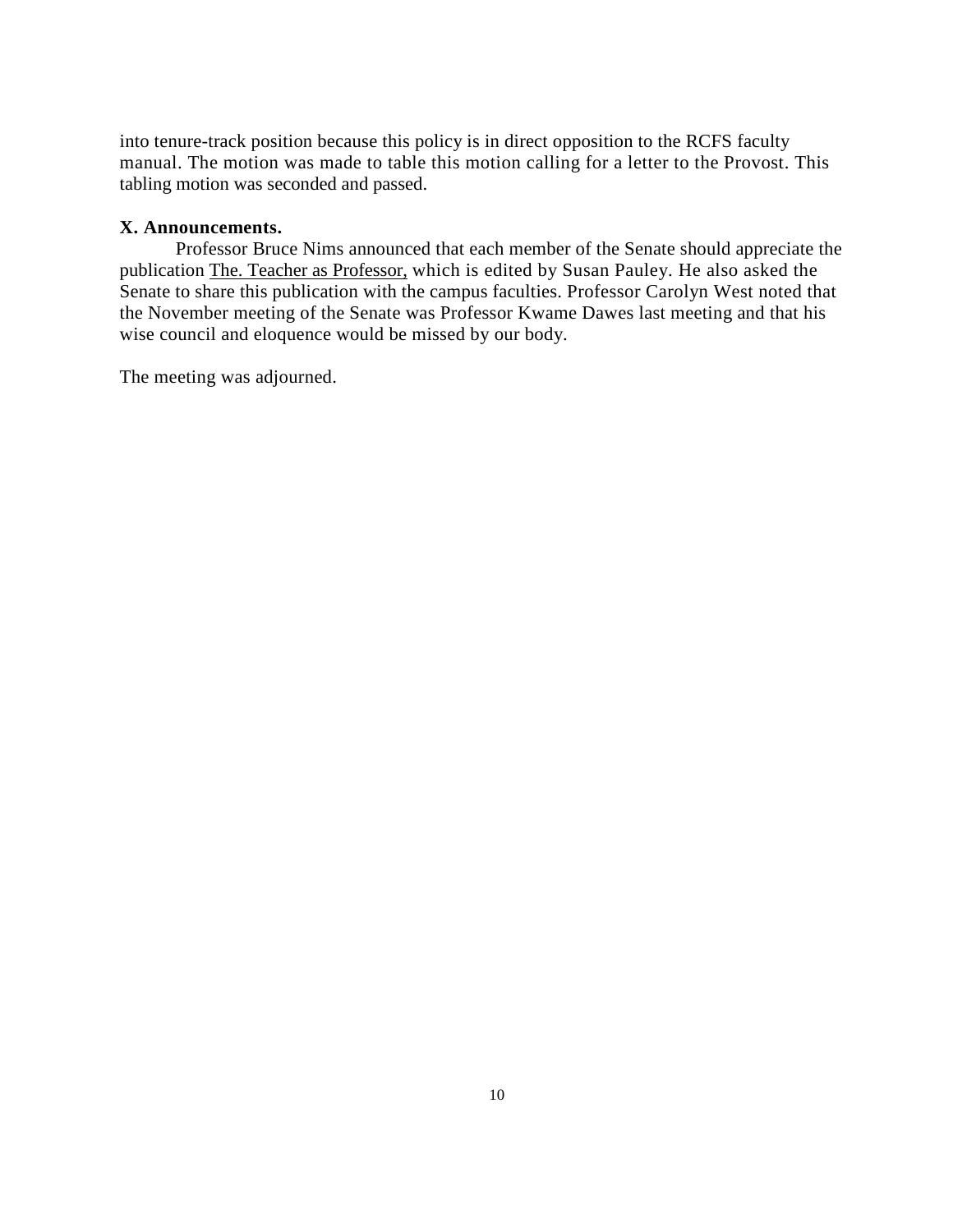into tenure-track position because this policy is in direct opposition to the RCFS faculty manual. The motion was made to table this motion calling for a letter to the Provost. This tabling motion was seconded and passed.

**X. Announcements.**

Professor Bruce Nims announced that each member of the Senate should appreciate the publication The. Teacher as Professor, which is edited by Susan Pauley. He also asked the Senate to share this publication with the campus faculties. Professor Carolyn West noted that the November meeting of the Senate was Professor Kwame Dawes last meeting and that his wise council and eloquence would be missed by our body.

The meeting was adjourned.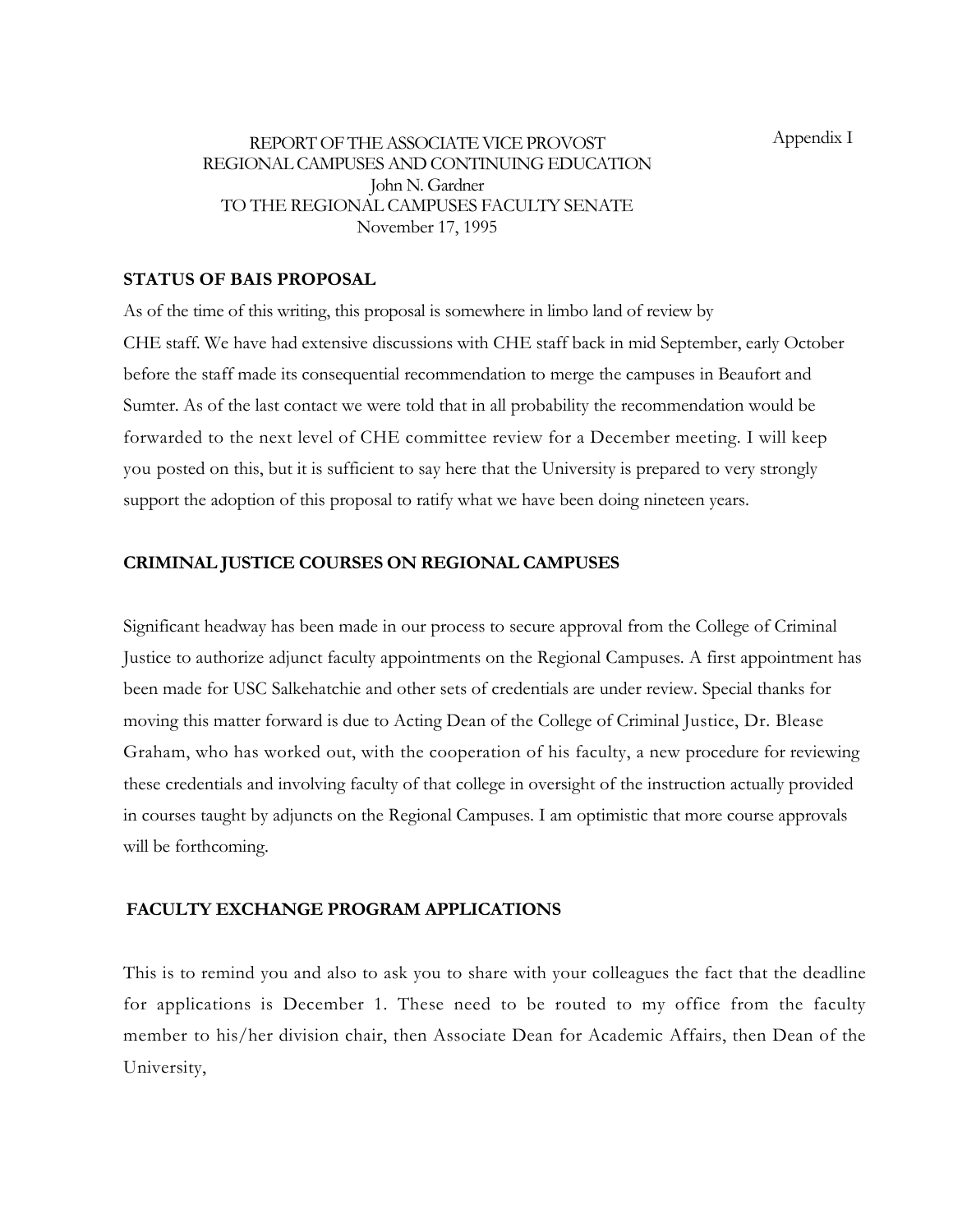Appendix I

REPORT OF THE ASSOCIATE VICE PROVOST
REGIONAL CAMPUSES AND CONTINUING EDUCATION
John N. Gardner
TO THE REGIONAL CAMPUSES FACULTY SENATE
November 17, 1995

**STATUS OF BAIS PROPOSAL**

As of the time of this writing, this proposal is somewhere in limbo land of review by CHE staff. We have had extensive discussions with CHE staff back in mid September, early October before the staff made its consequential recommendation to merge the campuses in Beaufort and Sumter. As of the last contact we were told that in all probability the recommendation would be forwarded to the next level of CHE committee review for a December meeting. I will keep you posted on this, but it is sufficient to say here that the University is prepared to very strongly support the adoption of this proposal to ratify what we have been doing nineteen years.

**CRIMINAL JUSTICE COURSES ON REGIONAL CAMPUSES**

Significant headway has been made in our process to secure approval from the College of Criminal Justice to authorize adjunct faculty appointments on the Regional Campuses. A first appointment has been made for USC Salkehatchie and other sets of credentials are under review. Special thanks for moving this matter forward is due to Acting Dean of the College of Criminal Justice, Dr. Blease Graham, who has worked out, with the cooperation of his faculty, a new procedure for reviewing these credentials and involving faculty of that college in oversight of the instruction actually provided in courses taught by adjuncts on the Regional Campuses. I am optimistic that more course approvals will be forthcoming.

**FACULTY EXCHANGE PROGRAM APPLICATIONS**

This is to remind you and also to ask you to share with your colleagues the fact that the deadline for applications is December 1. These need to be routed to my office from the faculty member to his/her division chair, then Associate Dean for Academic Affairs, then Dean of the University,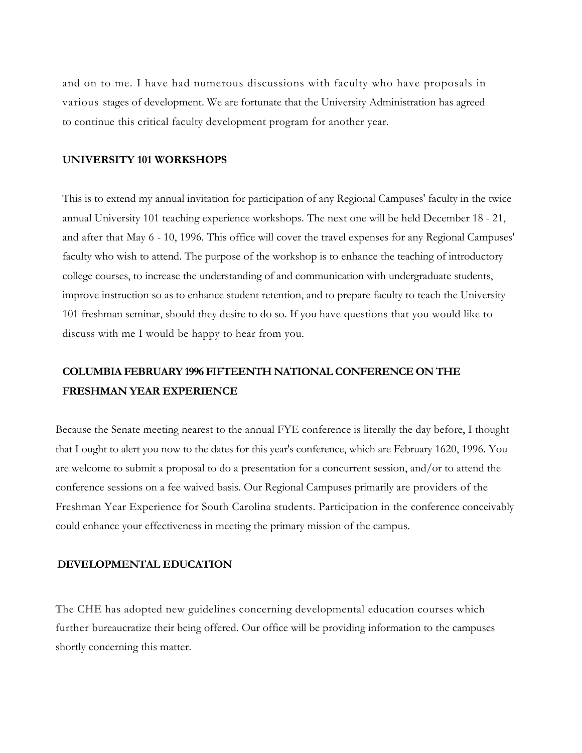and on to me. I have had numerous discussions with faculty who have proposals in various stages of development. We are fortunate that the University Administration has agreed to continue this critical faculty development program for another year.

**UNIVERSITY 101 WORKSHOPS**

This is to extend my annual invitation for participation of any Regional Campuses' faculty in the twice annual University 101 teaching experience workshops. The next one will be held December 18 - 21, and after that May 6 - 10, 1996. This office will cover the travel expenses for any Regional Campuses' faculty who wish to attend. The purpose of the workshop is to enhance the teaching of introductory college courses, to increase the understanding of and communication with undergraduate students, improve instruction so as to enhance student retention, and to prepare faculty to teach the University 101 freshman seminar, should they desire to do so. If you have questions that you would like to discuss with me I would be happy to hear from you.

**COLUMBIA FEBRUARY 1996 FIFTEENTH NATIONAL CONFERENCE ON THE FRESHMAN YEAR EXPERIENCE**

Because the Senate meeting nearest to the annual FYE conference is literally the day before, I thought that I ought to alert you now to the dates for this year's conference, which are February 1620, 1996. You are welcome to submit a proposal to do a presentation for a concurrent session, and/or to attend the conference sessions on a fee waived basis. Our Regional Campuses primarily are providers of the Freshman Year Experience for South Carolina students. Participation in the conference conceivably could enhance your effectiveness in meeting the primary mission of the campus.

**DEVELOPMENTAL EDUCATION**

The CHE has adopted new guidelines concerning developmental education courses which further bureaucratize their being offered. Our office will be providing information to the campuses shortly concerning this matter.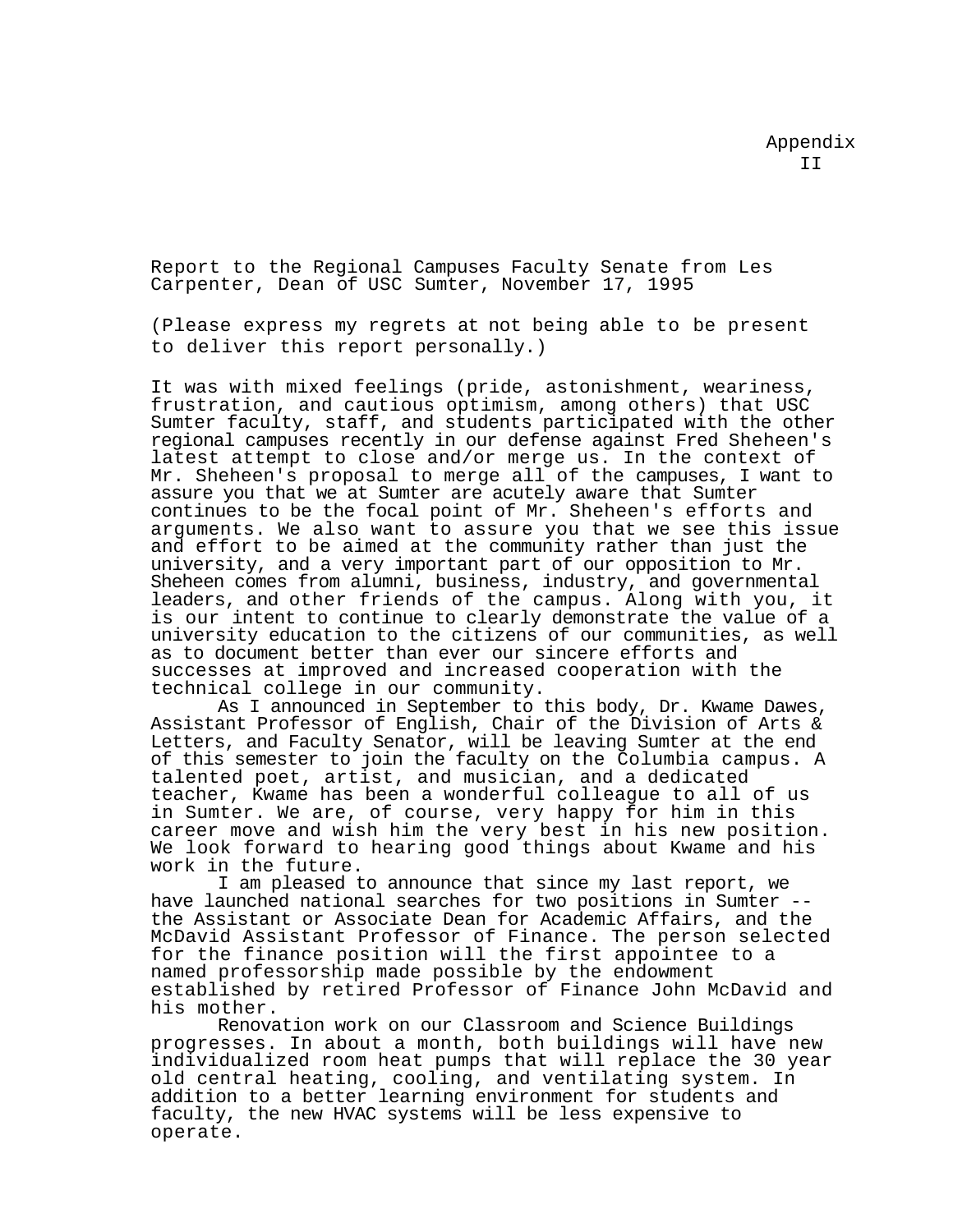Appendix II

Report to the Regional Campuses Faculty Senate from Les Carpenter, Dean of USC Sumter, November 17, 1995

(Please express my regrets at not being able to be present to deliver this report personally.)

It was with mixed feelings (pride, astonishment, weariness, frustration, and cautious optimism, among others) that USC Sumter faculty, staff, and students participated with the other regional campuses recently in our defense against Fred Sheheen's latest attempt to close and/or merge us. In the context of Mr. Sheheen's proposal to merge all of the campuses, I want to assure you that we at Sumter are acutely aware that Sumter continues to be the focal point of Mr. Sheheen's efforts and arguments. We also want to assure you that we see this issue and effort to be aimed at the community rather than just the university, and a very important part of our opposition to Mr. Sheheen comes from alumni, business, industry, and governmental leaders, and other friends of the campus. Along with you, it is our intent to continue to clearly demonstrate the value of a university education to the citizens of our communities, as well as to document better than ever our sincere efforts and successes at improved and increased cooperation with the technical college in our community.

As I announced in September to this body, Dr. Kwame Dawes, Assistant Professor of English, Chair of the Division of Arts & Letters, and Faculty Senator, will be leaving Sumter at the end of this semester to join the faculty on the Columbia campus. A talented poet, artist, and musician, and a dedicated teacher, Kwame has been a wonderful colleague to all of us in Sumter. We are, of course, very happy for him in this career move and wish him the very best in his new position. We look forward to hearing good things about Kwame and his work in the future.

I am pleased to announce that since my last report, we have launched national searches for two positions in Sumter -- the Assistant or Associate Dean for Academic Affairs, and the McDavid Assistant Professor of Finance. The person selected for the finance position will the first appointee to a named professorship made possible by the endowment established by retired Professor of Finance John McDavid and his mother.

Renovation work on our Classroom and Science Buildings progresses. In about a month, both buildings will have new individualized room heat pumps that will replace the 30 year old central heating, cooling, and ventilating system. In addition to a better learning environment for students and faculty, the new HVAC systems will be less expensive to operate.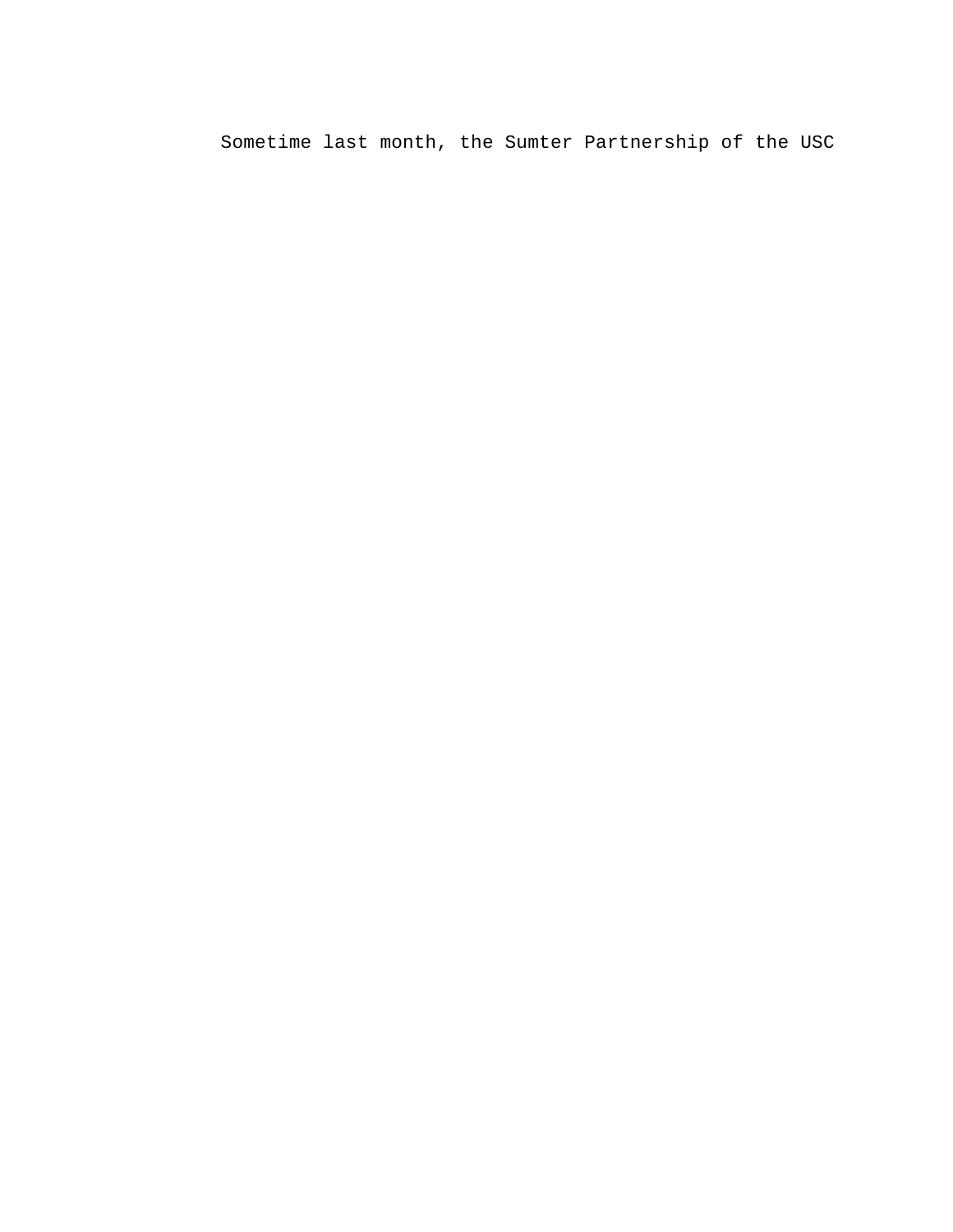Sometime last month, the Sumter Partnership of the USC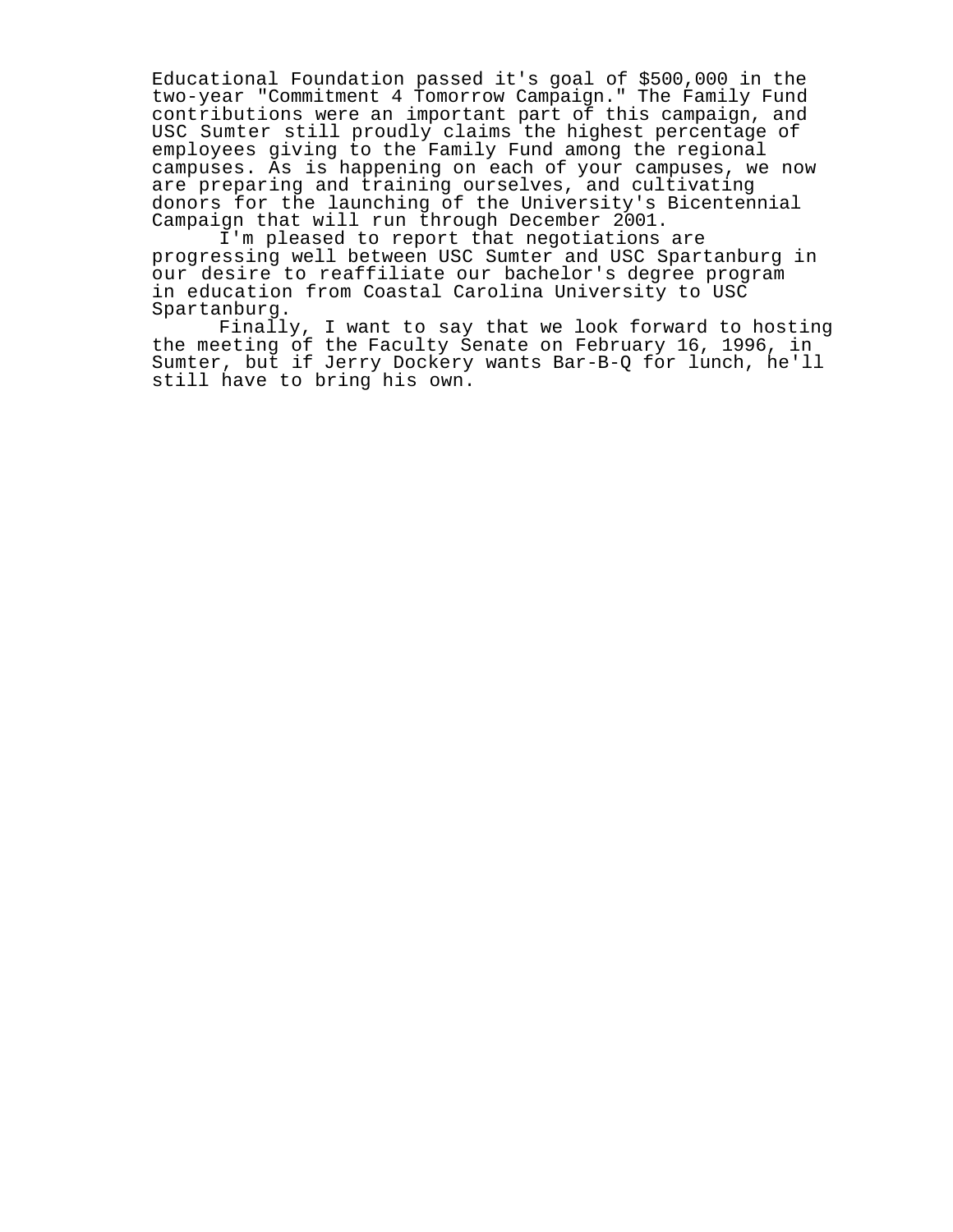Educational Foundation passed it's goal of $500,000 in the two-year "Commitment 4 Tomorrow Campaign." The Family Fund contributions were an important part of this campaign, and USC Sumter still proudly claims the highest percentage of employees giving to the Family Fund among the regional campuses. As is happening on each of your campuses, we now are preparing and training ourselves, and cultivating donors for the launching of the University's Bicentennial Campaign that will run through December 2001.

I'm pleased to report that negotiations are progressing well between USC Sumter and USC Spartanburg in our desire to reaffiliate our bachelor's degree program in education from Coastal Carolina University to USC Spartanburg.

Finally, I want to say that we look forward to hosting the meeting of the Faculty Senate on February 16, 1996, in Sumter, but if Jerry Dockery wants Bar-B-Q for lunch, he'll still have to bring his own.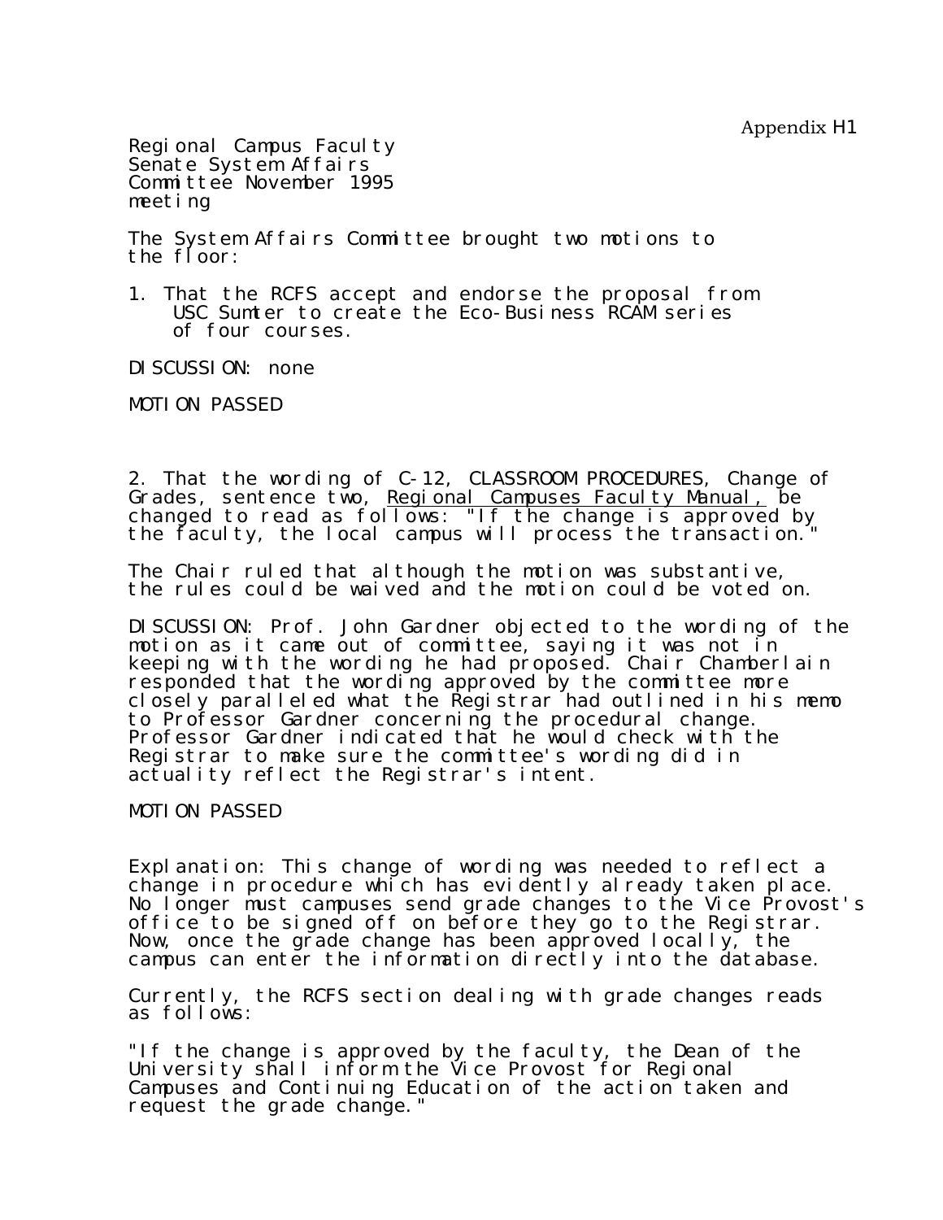Appendix H1

Regional Campus Faculty Senate System Affairs Committee November 1995 meeting

The System Affairs Committee brought two motions to the floor:

1. That the RCFS accept and endorse the proposal from USC Sumter to create the Eco-Business RCAM series of four courses.

DISCUSSION: none

MOTION PASSED

2. That the wording of C-12, CLASSROOM PROCEDURES, Change of Grades, sentence two, Regional Campuses Faculty Manual, be changed to read as follows: "If the change is approved by the faculty, the local campus will process the transaction."

The Chair ruled that although the motion was substantive, the rules could be waived and the motion could be voted on.

DISCUSSION: Prof. John Gardner objected to the wording of the motion as it came out of committee, saying it was not in keeping with the wording he had proposed. Chair Chamberlain responded that the wording approved by the committee more closely paralleled what the Registrar had outlined in his memo to Professor Gardner concerning the procedural change. Professor Gardner indicated that he would check with the Registrar to make sure the committee's wording did in actuality reflect the Registrar's intent.

MOTION PASSED

Explanation: This change of wording was needed to reflect a change in procedure which has evidently already taken place. No longer must campuses send grade changes to the Vice Provost's office to be signed off on before they go to the Registrar. Now, once the grade change has been approved locally, the campus can enter the information directly into the database.

Currently, the RCFS section dealing with grade changes reads as follows:

"If the change is approved by the faculty, the Dean of the University shall inform the Vice Provost for Regional Campuses and Continuing Education of the action taken and request the grade change."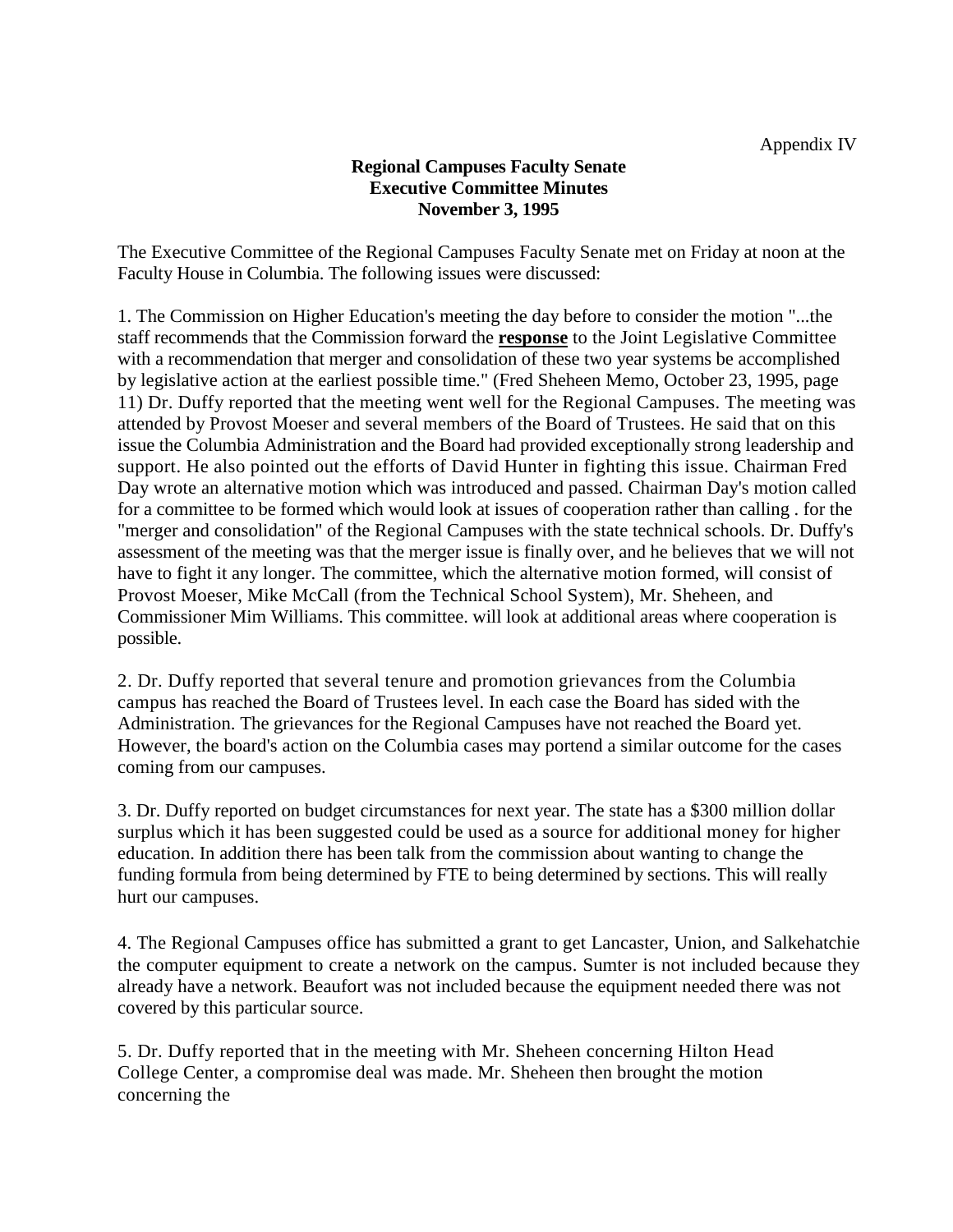Appendix IV

**Regional Campuses Faculty Senate**
**Executive Committee Minutes**
**November 3, 1995**

The Executive Committee of the Regional Campuses Faculty Senate met on Friday at noon at the Faculty House in Columbia. The following issues were discussed:

1. The Commission on Higher Education's meeting the day before to consider the motion "...the staff recommends that the Commission forward the **response** to the Joint Legislative Committee with a recommendation that merger and consolidation of these two year systems be accomplished by legislative action at the earliest possible time." (Fred Sheheen Memo, October 23, 1995, page 11) Dr. Duffy reported that the meeting went well for the Regional Campuses. The meeting was attended by Provost Moeser and several members of the Board of Trustees. He said that on this issue the Columbia Administration and the Board had provided exceptionally strong leadership and support. He also pointed out the efforts of David Hunter in fighting this issue. Chairman Fred Day wrote an alternative motion which was introduced and passed. Chairman Day's motion called for a committee to be formed which would look at issues of cooperation rather than calling . for the "merger and consolidation" of the Regional Campuses with the state technical schools. Dr. Duffy's assessment of the meeting was that the merger issue is finally over, and he believes that we will not have to fight it any longer. The committee, which the alternative motion formed, will consist of Provost Moeser, Mike McCall (from the Technical School System), Mr. Sheheen, and Commissioner Mim Williams. This committee. will look at additional areas where cooperation is possible.

2. Dr. Duffy reported that several tenure and promotion grievances from the Columbia campus has reached the Board of Trustees level. In each case the Board has sided with the Administration. The grievances for the Regional Campuses have not reached the Board yet. However, the board's action on the Columbia cases may portend a similar outcome for the cases coming from our campuses.

3. Dr. Duffy reported on budget circumstances for next year. The state has a $300 million dollar surplus which it has been suggested could be used as a source for additional money for higher education. In addition there has been talk from the commission about wanting to change the funding formula from being determined by FTE to being determined by sections. This will really hurt our campuses.

4. The Regional Campuses office has submitted a grant to get Lancaster, Union, and Salkehatchie the computer equipment to create a network on the campus. Sumter is not included because they already have a network. Beaufort was not included because the equipment needed there was not covered by this particular source.

5. Dr. Duffy reported that in the meeting with Mr. Sheheen concerning Hilton Head College Center, a compromise deal was made. Mr. Sheheen then brought the motion concerning the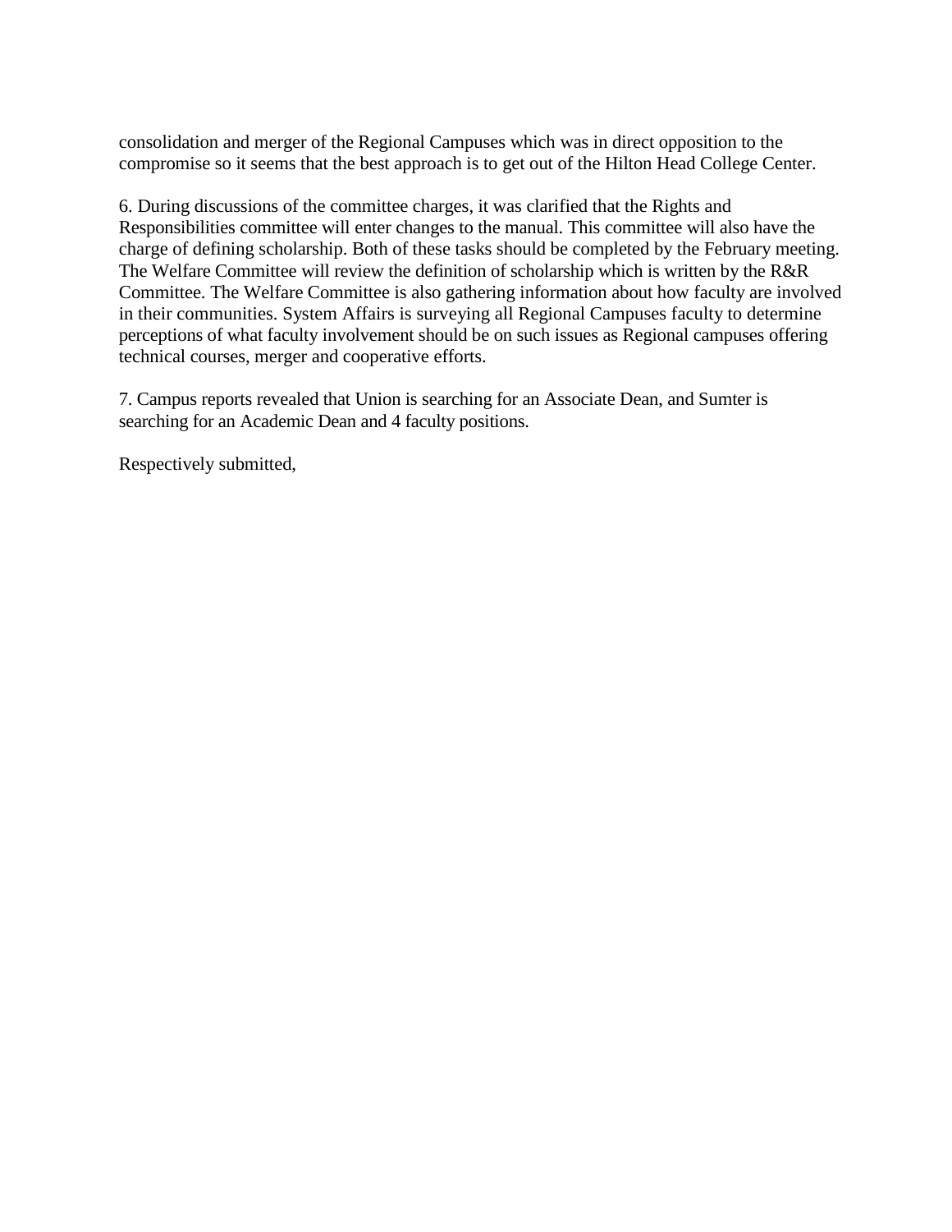consolidation and merger of the Regional Campuses which was in direct opposition to the compromise so it seems that the best approach is to get out of the Hilton Head College Center.

6. During discussions of the committee charges, it was clarified that the Rights and Responsibilities committee will enter changes to the manual. This committee will also have the charge of defining scholarship. Both of these tasks should be completed by the February meeting. The Welfare Committee will review the definition of scholarship which is written by the R&R Committee. The Welfare Committee is also gathering information about how faculty are involved in their communities. System Affairs is surveying all Regional Campuses faculty to determine perceptions of what faculty involvement should be on such issues as Regional campuses offering technical courses, merger and cooperative efforts.

7. Campus reports revealed that Union is searching for an Associate Dean, and Sumter is searching for an Academic Dean and 4 faculty positions.

Respectively submitted,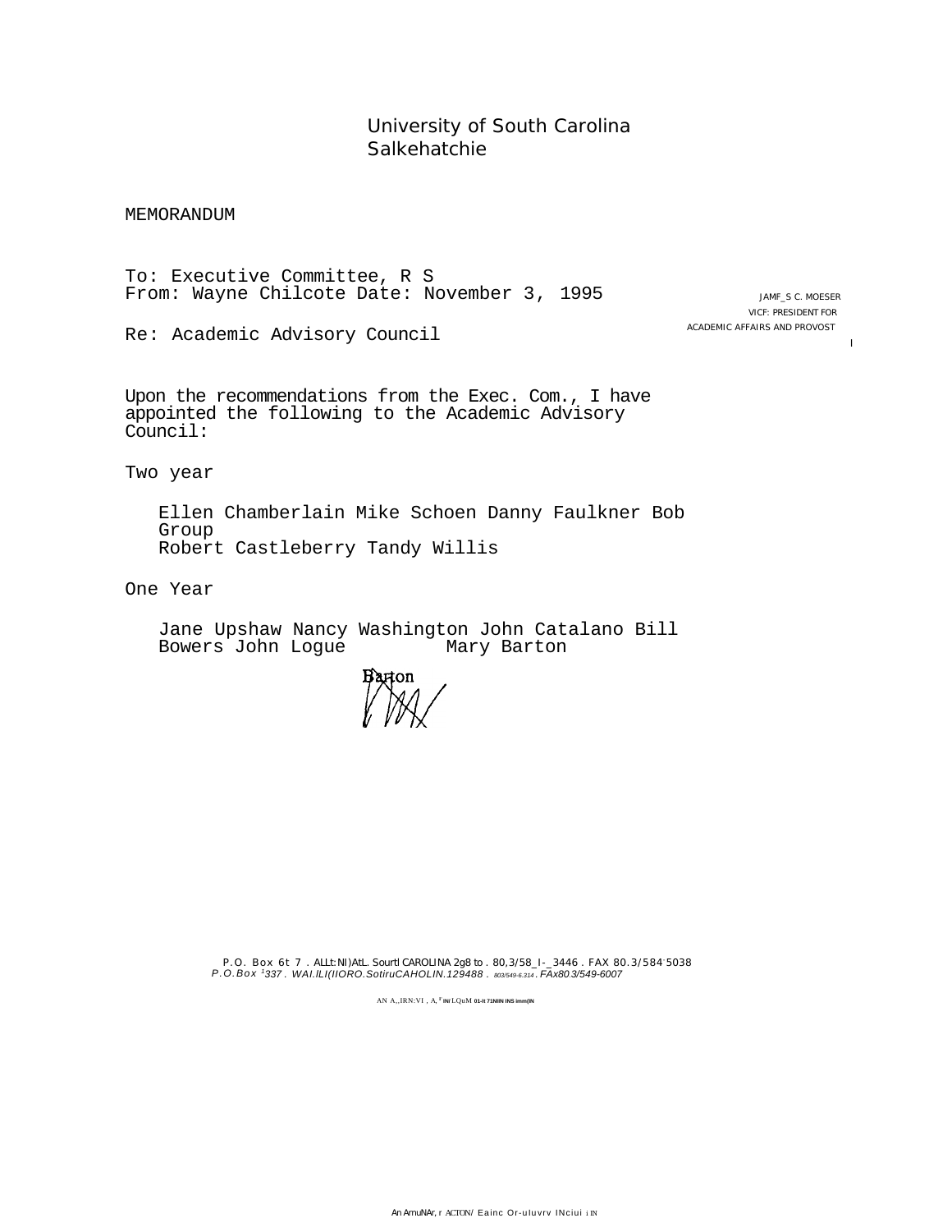University of South Carolina
Salkehatchie

MEMORANDUM

To: Executive Committee, R S
From: Wayne Chilcote Date: November 3, 1995

JAMF_S C. MOESER
VICF: PRESIDENT FOR
ACADEMIC AFFAIRS AND PROVOST

Re: Academic Advisory Council

Upon the recommendations from the Exec. Com., I have appointed the following to the Academic Advisory Council:

Two year

Ellen Chamberlain Mike Schoen Danny Faulkner Bob Group
Robert Castleberry Tandy Willis

One Year

Jane Upshaw Nancy Washington John Catalano Bill Bowers John Logue Mary Barton

P.O. Box 6t 7 . ALLt:NI)AtL. SourtI CAROLINA 2g8 to . 80,3/58_I-_3446 . FAX 80.3/584 5038
*P.O.Box 1337 . WAI.ILI(IIORO.SotiruCAHOLIN.129488 . 803/549-6.314 . FAx80.3/549-6007*

AN A,,IRN:VI , A, F IN/LQuM 01-It 71NIIN INS imm(IN

An AmuNAr, r ACTON/ Eainc Or-uluvrv INciui i IN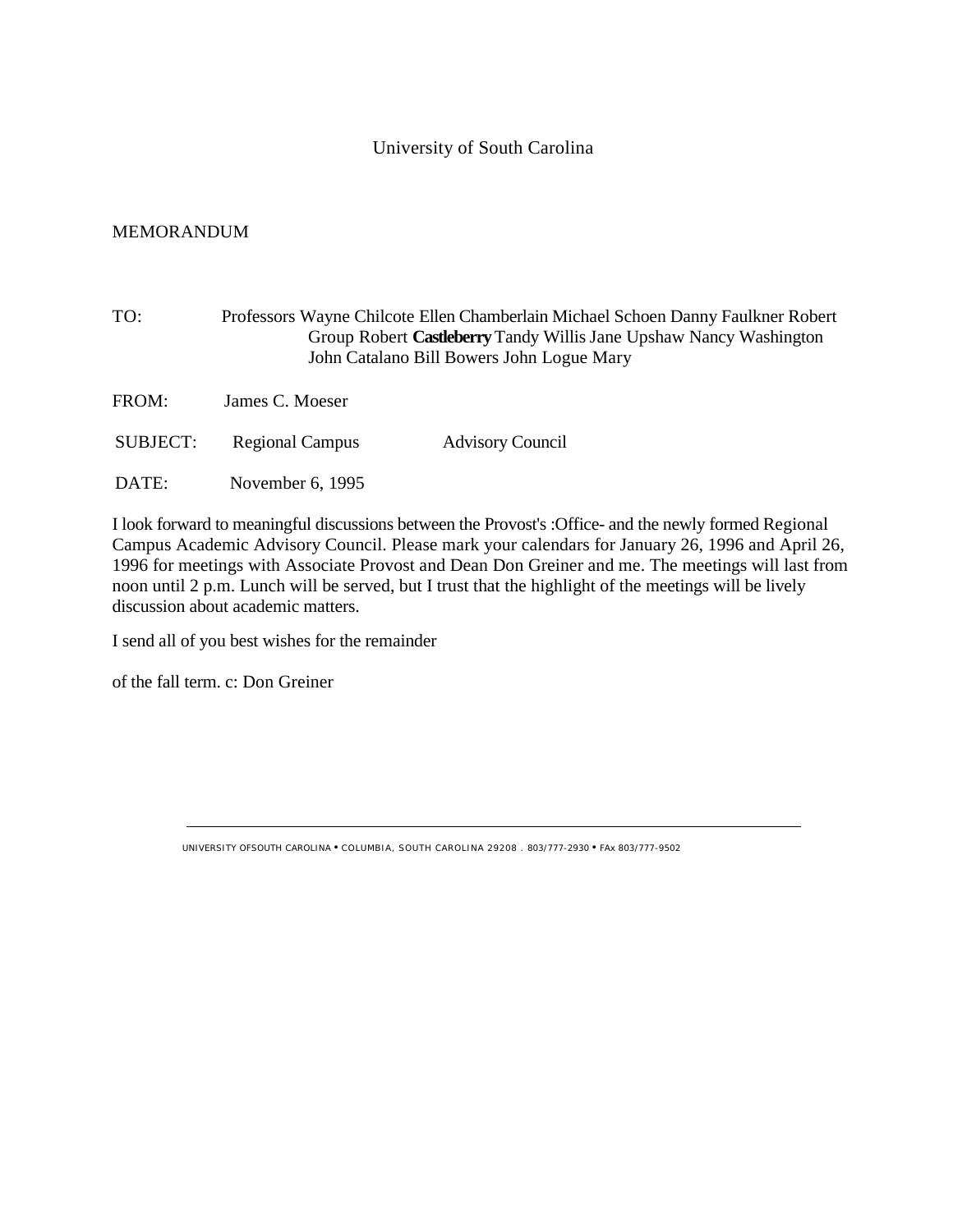University of South Carolina

MEMORANDUM

TO: Professors Wayne Chilcote Ellen Chamberlain Michael Schoen Danny Faulkner Robert Group Robert **Castleberry** Tandy Willis Jane Upshaw Nancy Washington John Catalano Bill Bowers John Logue Mary

FROM: James C. Moeser

SUBJECT: Regional Campus Advisory Council

DATE: November 6, 1995

I look forward to meaningful discussions between the Provost's :Office- and the newly formed Regional Campus Academic Advisory Council. Please mark your calendars for January 26, 1996 and April 26, 1996 for meetings with Associate Provost and Dean Don Greiner and me. The meetings will last from noon until 2 p.m. Lunch will be served, but I trust that the highlight of the meetings will be lively discussion about academic matters.

I send all of you best wishes for the remainder

of the fall term. c: Don Greiner

UNIVERSITY OFSOUTH CAROLINA • COLUMBIA, SOUTH CAROLINA 29208 . 803/777-2930 • FAx 803/777-9502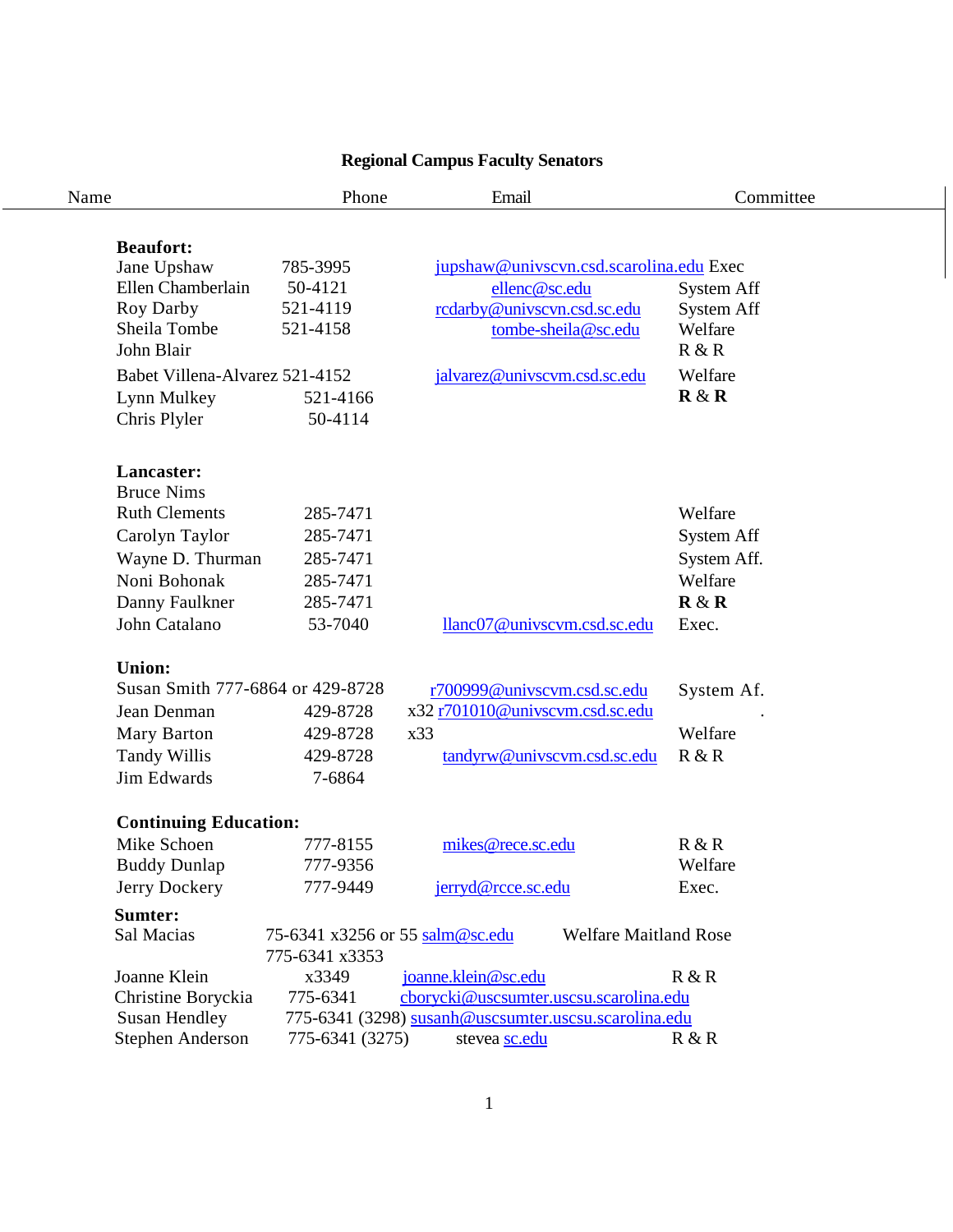# Regional Campus Faculty Senators

| Name | Phone | Email | Committee |
|---|---|---|---|
| **Beaufort:** | | | |
| Jane Upshaw | 785-3995 | jupshaw@univscvn.csd.scarolina.edu | Exec |
| Ellen Chamberlain | 50-4121 | ellenc@sc.edu | System Aff |
| Roy Darby | 521-4119 | rcdarby@univscvn.csd.sc.edu | System Aff |
| Sheila Tombe | 521-4158 | tombe-sheila@sc.edu | Welfare |
| John Blair | | | R & R |
| Babet Villena-Alvarez | 521-4152 | jalvarez@univscvm.csd.sc.edu | Welfare |
| Lynn Mulkey | 521-4166 | | **R** & **R** |
| Chris Plyler | 50-4114 | | |
| **Lancaster:** | | | |
| Bruce Nims | | | |
| Ruth Clements | 285-7471 | | Welfare |
| Carolyn Taylor | 285-7471 | | System Aff |
| Wayne D. Thurman | 285-7471 | | System Aff. |
| Noni Bohonak | 285-7471 | | Welfare |
| Danny Faulkner | 285-7471 | | **R** & **R** |
| John Catalano | 53-7040 | llanc07@univscvm.csd.sc.edu | Exec. |
| **Union:** | | | |
| Susan Smith | 777-6864 or 429-8728 | r700999@univscvm.csd.sc.edu | System Af. |
| Jean Denman | 429-8728 x32 | r701010@univscvm.csd.sc.edu | . |
| Mary Barton | 429-8728 x33 | | Welfare |
| Tandy Willis | 429-8728 | tandyrw@univscvm.csd.sc.edu | R & R |
| Jim Edwards | 7-6864 | | |
| **Continuing Education:** | | | |
| Mike Schoen | 777-8155 | mikes@rece.sc.edu | R & R |
| Buddy Dunlap | 777-9356 | | Welfare |
| Jerry Dockery | 777-9449 | jerryd@rcce.sc.edu | Exec. |
| **Sumter:** | | | |
| Sal Macias | 75-6341 x3256 or 55 | salm@sc.edu | Welfare Maitland Rose |
| | 775-6341 x3353 | | |
| Joanne Klein | x3349 | joanne.klein@sc.edu | R & R |
| Christine Borycki | 775-6341 | cborycki@uscsumter.uscsu.scarolina.edu | |
| Susan Hendley | 775-6341 (3298) | susanh@uscsumter.uscsu.scarolina.edu | |
| Stephen Anderson | 775-6341 (3275) | stevea sc.edu | R & R |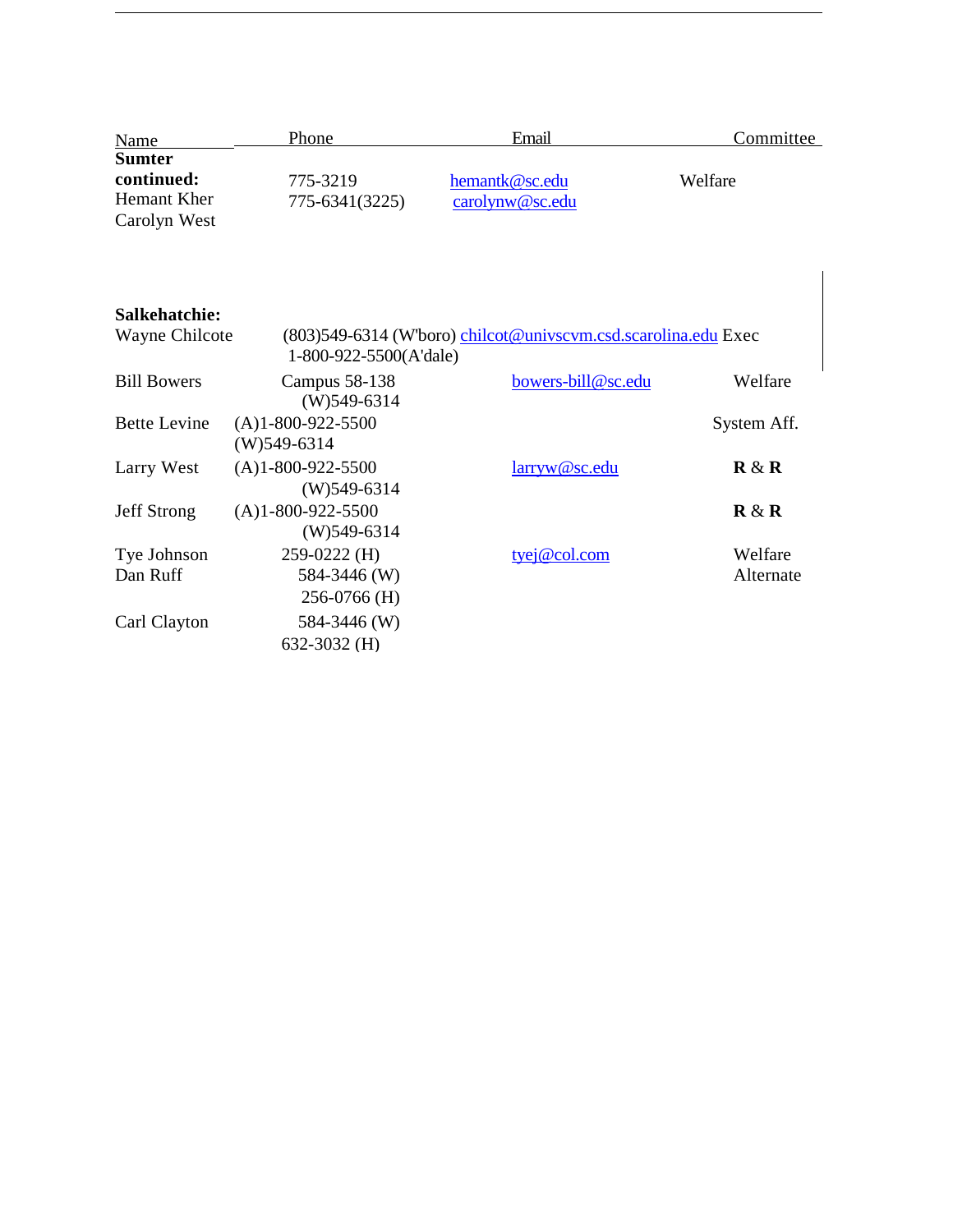| Name | Phone | Email | Committee |
|---|---|---|---|
| **Sumter continued:** | | | |
| Hemant Kher | 775-3219 | hemantk@sc.edu | Welfare |
| Carolyn West | 775-6341(3225) | carolynw@sc.edu | |
| | | | |
| **Salkehatchie:** | | | |
| Wayne Chilcote | (803)549-6314 (W'boro) 1-800-922-5500(A'dale) | chilcot@univscvm.csd.scarolina.edu | Exec |
| Bill Bowers | Campus 58-138 (W)549-6314 | bowers-bill@sc.edu | Welfare |
| Bette Levine | (A)1-800-922-5500 (W)549-6314 | | System Aff. |
| Larry West | (A)1-800-922-5500 (W)549-6314 | larryw@sc.edu | **R** & **R** |
| Jeff Strong | (A)1-800-922-5500 (W)549-6314 | | **R** & **R** |
| Tye Johnson | 259-0222 (H) | tyej@col.com | Welfare |
| Dan Ruff | 584-3446 (W) 256-0766 (H) | | Alternate |
| Carl Clayton | 584-3446 (W) 632-3032 (H) | | |